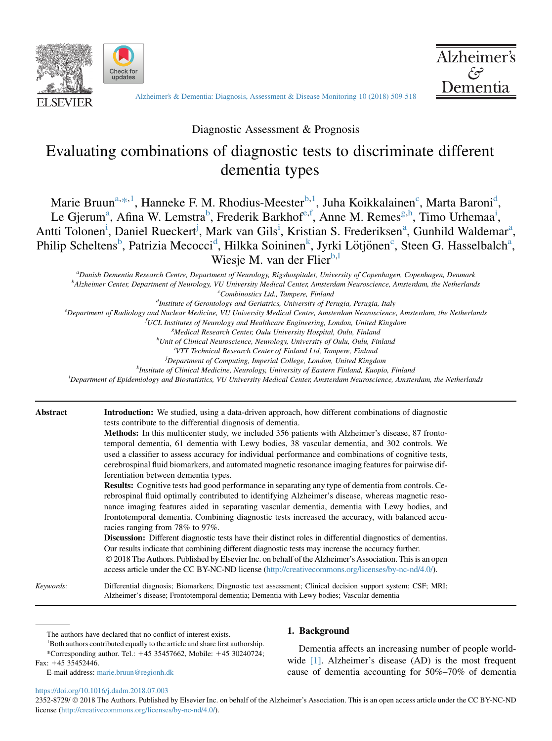Diagnostic Assessment & Prognosis

# Evaluating combinations of diagnostic tests to discriminate different dementia types

Marie Bruun[a,*,1], Hanneke F. M. Rhodius-Meester[b,1], Juha Koikkalainen[c], Marta Baroni[d], Le Gjerum[a], Afina W. Lemstra[b], Frederik Barkhof[e,f], Anne M. Remes[g,h], Timo Urhemaa[i], Antti Tolonen[i], Daniel Rueckert[j], Mark van Gils[i], Kristian S. Frederiksen[a], Gunhild Waldemar[a], Philip Scheltens[b], Patrizia Mecocci[d], Hilkka Soininen[k], Jyrki Lötjönen[c], Steen G. Hasselbalch[a], Wiesje M. van der Flier[b,l]

[a] *Danish Dementia Research Centre, Department of Neurology, Rigshospitalet, University of Copenhagen, Copenhagen, Denmark*
[b] *Alzheimer Center, Department of Neurology, VU University Medical Center, Amsterdam Neuroscience, Amsterdam, the Netherlands*
[c] *Combinostics Ltd., Tampere, Finland*
[d] *Institute of Gerontology and Geriatrics, University of Perugia, Perugia, Italy*
[e] *Department of Radiology and Nuclear Medicine, VU University Medical Centre, Amsterdam Neuroscience, Amsterdam, the Netherlands*
[f] *UCL Institutes of Neurology and Healthcare Engineering, London, United Kingdom*
[g] *Medical Research Center, Oulu University Hospital, Oulu, Finland*
[h] *Unit of Clinical Neuroscience, Neurology, University of Oulu, Oulu, Finland*
[i] *VTT Technical Research Center of Finland Ltd, Tampere, Finland*
[j] *Department of Computing, Imperial College, London, United Kingdom*
[k] *Institute of Clinical Medicine, Neurology, University of Eastern Finland, Kuopio, Finland*
[l] *Department of Epidemiology and Biostatistics, VU University Medical Center, Amsterdam Neuroscience, Amsterdam, the Netherlands*

**Abstract**

**Introduction:** We studied, using a data-driven approach, how different combinations of diagnostic tests contribute to the differential diagnosis of dementia.

**Methods:** In this multicenter study, we included 356 patients with Alzheimer's disease, 87 frontotemporal dementia, 61 dementia with Lewy bodies, 38 vascular dementia, and 302 controls. We used a classifier to assess accuracy for individual performance and combinations of cognitive tests, cerebrospinal fluid biomarkers, and automated magnetic resonance imaging features for pairwise differentiation between dementia types.

**Results:** Cognitive tests had good performance in separating any type of dementia from controls. Cerebrospinal fluid optimally contributed to identifying Alzheimer's disease, whereas magnetic resonance imaging features aided in separating vascular dementia, dementia with Lewy bodies, and frontotemporal dementia. Combining diagnostic tests increased the accuracy, with balanced accuracies ranging from 78% to 97%.

**Discussion:** Different diagnostic tests have their distinct roles in differential diagnostics of dementias. Our results indicate that combining different diagnostic tests may increase the accuracy further.

© 2018 The Authors. Published by Elsevier Inc. on behalf of the Alzheimer's Association. This is an open access article under the CC BY-NC-ND license (http://creativecommons.org/licenses/by-nc-nd/4.0/).

*Keywords:* Differential diagnosis; Biomarkers; Diagnostic test assessment; Clinical decision support system; CSF; MRI; Alzheimer's disease; Frontotemporal dementia; Dementia with Lewy bodies; Vascular dementia

The authors have declared that no conflict of interest exists.

[1] Both authors contributed equally to the article and share first authorship.

*Corresponding author. Tel.: +45 35457662, Mobile: +45 30240724; Fax: +45 35452446.

E-mail address: marie.bruun@regionh.dk

## 1. Background

Dementia affects an increasing number of people worldwide [1]. Alzheimer's disease (AD) is the most frequent cause of dementia accounting for 50%–70% of dementia

https://doi.org/10.1016/j.dadm.2018.07.003

2352-8729/ © 2018 The Authors. Published by Elsevier Inc. on behalf of the Alzheimer's Association. This is an open access article under the CC BY-NC-ND license (http://creativecommons.org/licenses/by-nc-nd/4.0/).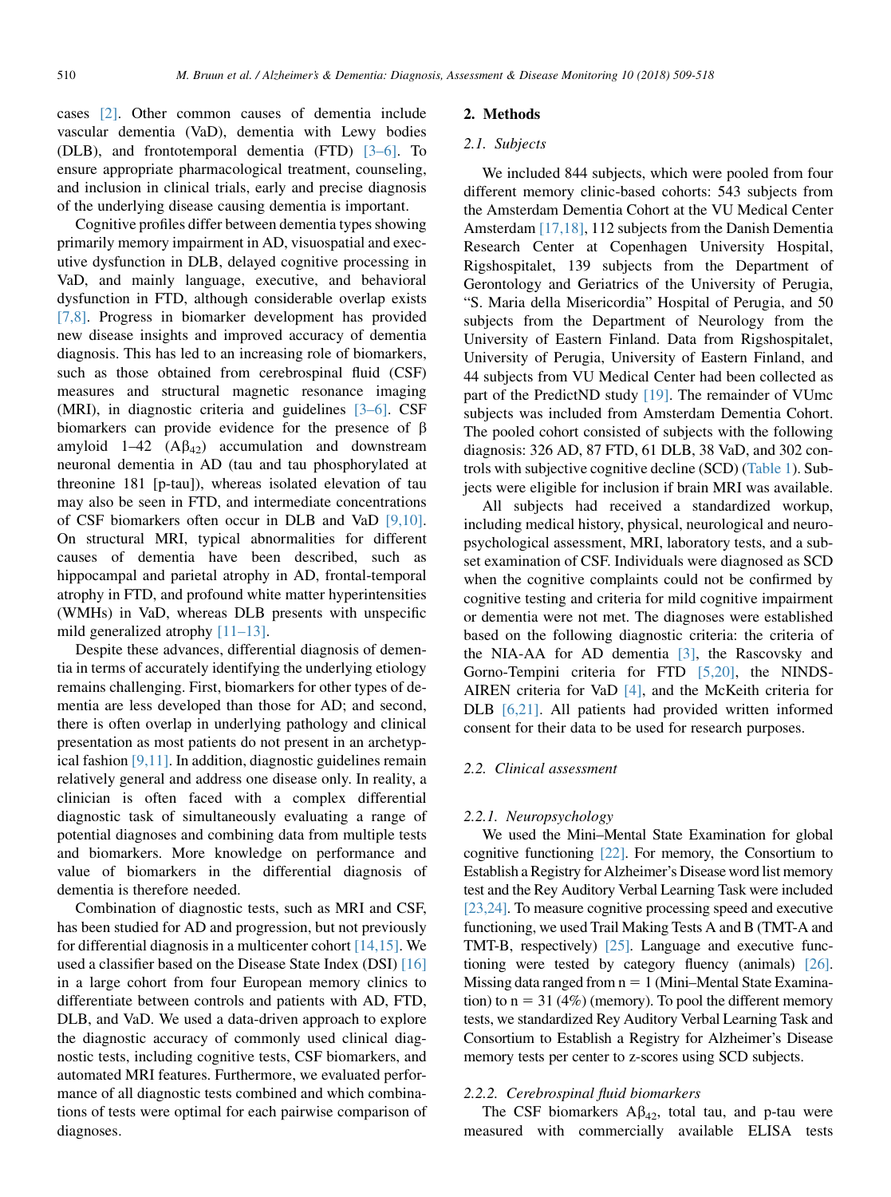cases [2]. Other common causes of dementia include vascular dementia (VaD), dementia with Lewy bodies (DLB), and frontotemporal dementia (FTD) [3–6]. To ensure appropriate pharmacological treatment, counseling, and inclusion in clinical trials, early and precise diagnosis of the underlying disease causing dementia is important.

Cognitive profiles differ between dementia types showing primarily memory impairment in AD, visuospatial and executive dysfunction in DLB, delayed cognitive processing in VaD, and mainly language, executive, and behavioral dysfunction in FTD, although considerable overlap exists [7,8]. Progress in biomarker development has provided new disease insights and improved accuracy of dementia diagnosis. This has led to an increasing role of biomarkers, such as those obtained from cerebrospinal fluid (CSF) measures and structural magnetic resonance imaging (MRI), in diagnostic criteria and guidelines [3–6]. CSF biomarkers can provide evidence for the presence of β amyloid 1–42 ($A\beta_{42}$) accumulation and downstream neuronal dementia in AD (tau and tau phosphorylated at threonine 181 [p-tau]), whereas isolated elevation of tau may also be seen in FTD, and intermediate concentrations of CSF biomarkers often occur in DLB and VaD [9,10]. On structural MRI, typical abnormalities for different causes of dementia have been described, such as hippocampal and parietal atrophy in AD, frontal-temporal atrophy in FTD, and profound white matter hyperintensities (WMHs) in VaD, whereas DLB presents with unspecific mild generalized atrophy [11–13].

Despite these advances, differential diagnosis of dementia in terms of accurately identifying the underlying etiology remains challenging. First, biomarkers for other types of dementia are less developed than those for AD; and second, there is often overlap in underlying pathology and clinical presentation as most patients do not present in an archetypical fashion [9,11]. In addition, diagnostic guidelines remain relatively general and address one disease only. In reality, a clinician is often faced with a complex differential diagnostic task of simultaneously evaluating a range of potential diagnoses and combining data from multiple tests and biomarkers. More knowledge on performance and value of biomarkers in the differential diagnosis of dementia is therefore needed.

Combination of diagnostic tests, such as MRI and CSF, has been studied for AD and progression, but not previously for differential diagnosis in a multicenter cohort [14,15]. We used a classifier based on the Disease State Index (DSI) [16] in a large cohort from four European memory clinics to differentiate between controls and patients with AD, FTD, DLB, and VaD. We used a data-driven approach to explore the diagnostic accuracy of commonly used clinical diagnostic tests, including cognitive tests, CSF biomarkers, and automated MRI features. Furthermore, we evaluated performance of all diagnostic tests combined and which combinations of tests were optimal for each pairwise comparison of diagnoses.

## 2. Methods

### 2.1. Subjects

We included 844 subjects, which were pooled from four different memory clinic-based cohorts: 543 subjects from the Amsterdam Dementia Cohort at the VU Medical Center Amsterdam [17,18], 112 subjects from the Danish Dementia Research Center at Copenhagen University Hospital, Rigshospitalet, 139 subjects from the Department of Gerontology and Geriatrics of the University of Perugia, "S. Maria della Misericordia" Hospital of Perugia, and 50 subjects from the Department of Neurology from the University of Eastern Finland. Data from Rigshospitalet, University of Perugia, University of Eastern Finland, and 44 subjects from VU Medical Center had been collected as part of the PredictND study [19]. The remainder of VUmc subjects was included from Amsterdam Dementia Cohort. The pooled cohort consisted of subjects with the following diagnosis: 326 AD, 87 FTD, 61 DLB, 38 VaD, and 302 controls with subjective cognitive decline (SCD) (Table 1). Subjects were eligible for inclusion if brain MRI was available.

All subjects had received a standardized workup, including medical history, physical, neurological and neuropsychological assessment, MRI, laboratory tests, and a subset examination of CSF. Individuals were diagnosed as SCD when the cognitive complaints could not be confirmed by cognitive testing and criteria for mild cognitive impairment or dementia were not met. The diagnoses were established based on the following diagnostic criteria: the criteria of the NIA-AA for AD dementia [3], the Rascovsky and Gorno-Tempini criteria for FTD [5,20], the NINDS-AIREN criteria for VaD [4], and the McKeith criteria for DLB [6,21]. All patients had provided written informed consent for their data to be used for research purposes.

### 2.2. Clinical assessment

#### 2.2.1. Neuropsychology

We used the Mini–Mental State Examination for global cognitive functioning [22]. For memory, the Consortium to Establish a Registry for Alzheimer's Disease word list memory test and the Rey Auditory Verbal Learning Task were included [23,24]. To measure cognitive processing speed and executive functioning, we used Trail Making Tests A and B (TMT-A and TMT-B, respectively) [25]. Language and executive functioning were tested by category fluency (animals) [26]. Missing data ranged from n = 1 (Mini–Mental State Examination) to n = 31 (4%) (memory). To pool the different memory tests, we standardized Rey Auditory Verbal Learning Task and Consortium to Establish a Registry for Alzheimer's Disease memory tests per center to z-scores using SCD subjects.

#### 2.2.2. Cerebrospinal fluid biomarkers

The CSF biomarkers $A\beta_{42}$, total tau, and p-tau were measured with commercially available ELISA tests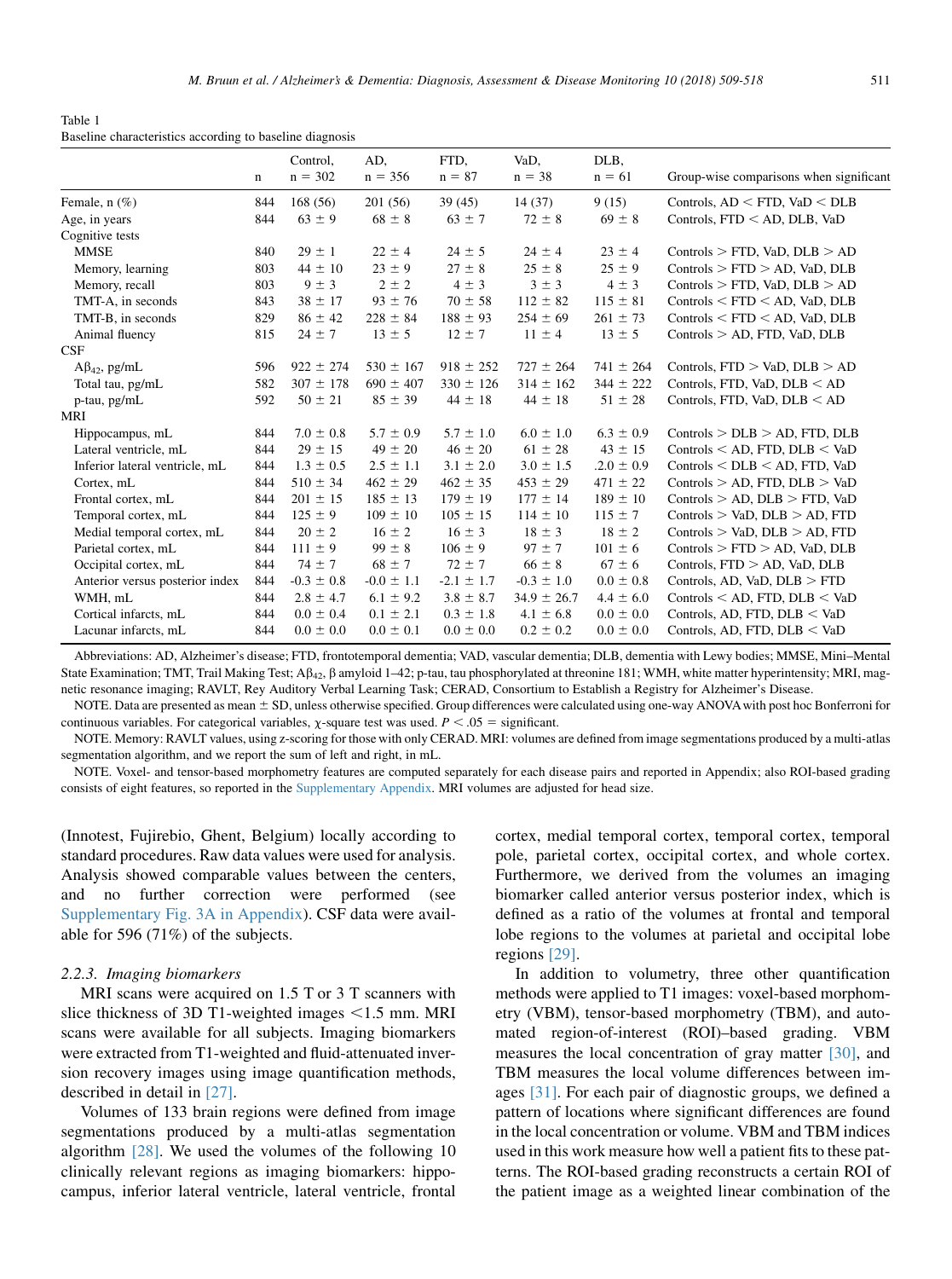Table 1
Baseline characteristics according to baseline diagnosis

| | n | Control, n = 302 | AD, n = 356 | FTD, n = 87 | VaD, n = 38 | DLB, n = 61 | Group-wise comparisons when significant |
|---|---|---|---|---|---|---|---|
| Female, n (%) | 844 | 168 (56) | 201 (56) | 39 (45) | 14 (37) | 9 (15) | Controls, AD < FTD, VaD < DLB |
| Age, in years | 844 | 63 ± 9 | 68 ± 8 | 63 ± 7 | 72 ± 8 | 69 ± 8 | Controls, FTD < AD, DLB, VaD |
| Cognitive tests | | | | | | | |
| MMSE | 840 | 29 ± 1 | 22 ± 4 | 24 ± 5 | 24 ± 4 | 23 ± 4 | Controls > FTD, VaD, DLB > AD |
| Memory, learning | 803 | 44 ± 10 | 23 ± 9 | 27 ± 8 | 25 ± 8 | 25 ± 9 | Controls > FTD > AD, VaD, DLB |
| Memory, recall | 803 | 9 ± 3 | 2 ± 2 | 4 ± 3 | 3 ± 3 | 4 ± 3 | Controls > FTD, VaD, DLB > AD |
| TMT-A, in seconds | 843 | 38 ± 17 | 93 ± 76 | 70 ± 58 | 112 ± 82 | 115 ± 81 | Controls < FTD < AD, VaD, DLB |
| TMT-B, in seconds | 829 | 86 ± 42 | 228 ± 84 | 188 ± 93 | 254 ± 69 | 261 ± 73 | Controls < FTD < AD, VaD, DLB |
| Animal fluency | 815 | 24 ± 7 | 13 ± 5 | 12 ± 7 | 11 ± 4 | 13 ± 5 | Controls > AD, FTD, VaD, DLB |
| CSF | | | | | | | |
| A$\beta_{42}$, pg/mL | 596 | 922 ± 274 | 530 ± 167 | 918 ± 252 | 727 ± 264 | 741 ± 264 | Controls, FTD > VaD, DLB > AD |
| Total tau, pg/mL | 582 | 307 ± 178 | 690 ± 407 | 330 ± 126 | 314 ± 162 | 344 ± 222 | Controls, FTD, VaD, DLB < AD |
| p-tau, pg/mL | 592 | 50 ± 21 | 85 ± 39 | 44 ± 18 | 44 ± 18 | 51 ± 28 | Controls, FTD, VaD, DLB < AD |
| MRI | | | | | | | |
| Hippocampus, mL | 844 | 7.0 ± 0.8 | 5.7 ± 0.9 | 5.7 ± 1.0 | 6.0 ± 1.0 | 6.3 ± 0.9 | Controls > DLB > AD, FTD, DLB |
| Lateral ventricle, mL | 844 | 29 ± 15 | 49 ± 20 | 46 ± 20 | 61 ± 28 | 43 ± 15 | Controls < AD, FTD, DLB < VaD |
| Inferior lateral ventricle, mL | 844 | 1.3 ± 0.5 | 2.5 ± 1.1 | 3.1 ± 2.0 | 3.0 ± 1.5 | .2.0 ± 0.9 | Controls < DLB < AD, FTD, VaD |
| Cortex, mL | 844 | 510 ± 34 | 462 ± 29 | 462 ± 35 | 453 ± 29 | 471 ± 22 | Controls > AD, FTD, DLB > VaD |
| Frontal cortex, mL | 844 | 201 ± 15 | 185 ± 13 | 179 ± 19 | 177 ± 14 | 189 ± 10 | Controls > AD, DLB > FTD, VaD |
| Temporal cortex, mL | 844 | 125 ± 9 | 109 ± 10 | 105 ± 15 | 114 ± 10 | 115 ± 7 | Controls > VaD, DLB > AD, FTD |
| Medial temporal cortex, mL | 844 | 20 ± 2 | 16 ± 2 | 16 ± 3 | 18 ± 3 | 18 ± 2 | Controls > VaD, DLB > AD, FTD |
| Parietal cortex, mL | 844 | 111 ± 9 | 99 ± 8 | 106 ± 9 | 97 ± 7 | 101 ± 6 | Controls > FTD > AD, VaD, DLB |
| Occipital cortex, mL | 844 | 74 ± 7 | 68 ± 7 | 72 ± 7 | 66 ± 8 | 67 ± 6 | Controls, FTD > AD, VaD, DLB |
| Anterior versus posterior index | 844 | -0.3 ± 0.8 | -0.0 ± 1.1 | -2.1 ± 1.7 | -0.3 ± 1.0 | 0.0 ± 0.8 | Controls, AD, VaD, DLB > FTD |
| WMH, mL | 844 | 2.8 ± 4.7 | 6.1 ± 9.2 | 3.8 ± 8.7 | 34.9 ± 26.7 | 4.4 ± 6.0 | Controls < AD, FTD, DLB < VaD |
| Cortical infarcts, mL | 844 | 0.0 ± 0.4 | 0.1 ± 2.1 | 0.3 ± 1.8 | 4.1 ± 6.8 | 0.0 ± 0.0 | Controls, AD, FTD, DLB < VaD |
| Lacunar infarcts, mL | 844 | 0.0 ± 0.0 | 0.0 ± 0.1 | 0.0 ± 0.0 | 0.2 ± 0.2 | 0.0 ± 0.0 | Controls, AD, FTD, DLB < VaD |

Abbreviations: AD, Alzheimer's disease; FTD, frontotemporal dementia; VAD, vascular dementia; DLB, dementia with Lewy bodies; MMSE, Mini–Mental State Examination; TMT, Trail Making Test; A$\beta_{42}$, β amyloid 1–42; p-tau, tau phosphorylated at threonine 181; WMH, white matter hyperintensity; MRI, magnetic resonance imaging; RAVLT, Rey Auditory Verbal Learning Task; CERAD, Consortium to Establish a Registry for Alzheimer's Disease.

NOTE. Data are presented as mean ± SD, unless otherwise specified. Group differences were calculated using one-way ANOVA with post hoc Bonferroni for continuous variables. For categorical variables, χ-square test was used. $P < .05$ = significant.

NOTE. Memory: RAVLT values, using z-scoring for those with only CERAD. MRI: volumes are defined from image segmentations produced by a multi-atlas segmentation algorithm, and we report the sum of left and right, in mL.

NOTE. Voxel- and tensor-based morphometry features are computed separately for each disease pairs and reported in Appendix; also ROI-based grading consists of eight features, so reported in the Supplementary Appendix. MRI volumes are adjusted for head size.

(Innotest, Fujirebio, Ghent, Belgium) locally according to standard procedures. Raw data values were used for analysis. Analysis showed comparable values between the centers, and no further correction were performed (see Supplementary Fig. 3A in Appendix). CSF data were available for 596 (71%) of the subjects.

### 2.2.3. Imaging biomarkers

MRI scans were acquired on 1.5 T or 3 T scanners with slice thickness of 3D T1-weighted images <1.5 mm. MRI scans were available for all subjects. Imaging biomarkers were extracted from T1-weighted and fluid-attenuated inversion recovery images using image quantification methods, described in detail in [27].

Volumes of 133 brain regions were defined from image segmentations produced by a multi-atlas segmentation algorithm [28]. We used the volumes of the following 10 clinically relevant regions as imaging biomarkers: hippocampus, inferior lateral ventricle, lateral ventricle, frontal cortex, medial temporal cortex, temporal cortex, temporal pole, parietal cortex, occipital cortex, and whole cortex. Furthermore, we derived from the volumes an imaging biomarker called anterior versus posterior index, which is defined as a ratio of the volumes at frontal and temporal lobe regions to the volumes at parietal and occipital lobe regions [29].

In addition to volumetry, three other quantification methods were applied to T1 images: voxel-based morphometry (VBM), tensor-based morphometry (TBM), and automated region-of-interest (ROI)–based grading. VBM measures the local concentration of gray matter [30], and TBM measures the local volume differences between images [31]. For each pair of diagnostic groups, we defined a pattern of locations where significant differences are found in the local concentration or volume. VBM and TBM indices used in this work measure how well a patient fits to these patterns. The ROI-based grading reconstructs a certain ROI of the patient image as a weighted linear combination of the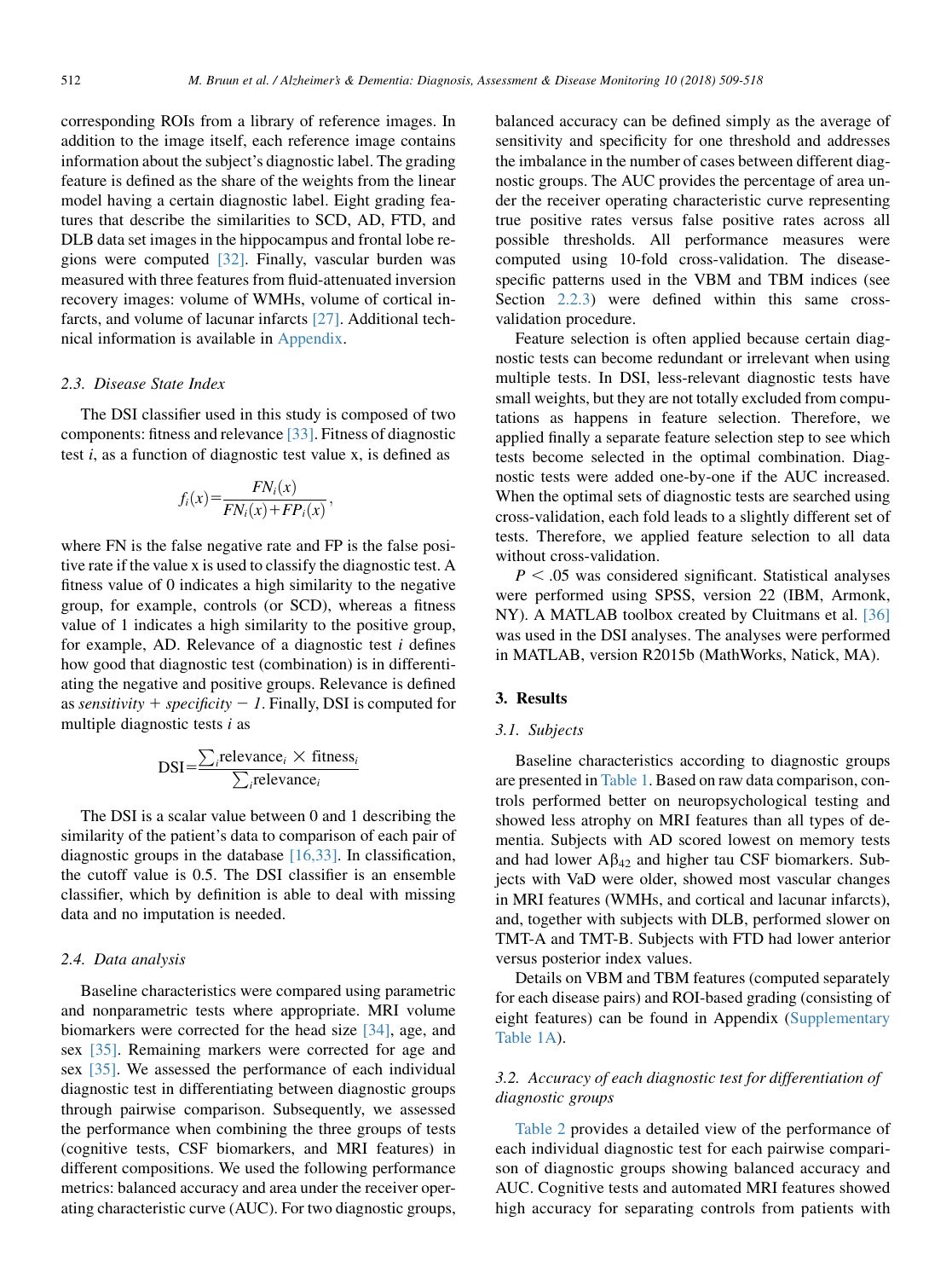corresponding ROIs from a library of reference images. In addition to the image itself, each reference image contains information about the subject's diagnostic label. The grading feature is defined as the share of the weights from the linear model having a certain diagnostic label. Eight grading features that describe the similarities to SCD, AD, FTD, and DLB data set images in the hippocampus and frontal lobe regions were computed [32]. Finally, vascular burden was measured with three features from fluid-attenuated inversion recovery images: volume of WMHs, volume of cortical infarcts, and volume of lacunar infarcts [27]. Additional technical information is available in Appendix.

### 2.3. Disease State Index

The DSI classifier used in this study is composed of two components: fitness and relevance [33]. Fitness of diagnostic test *i*, as a function of diagnostic test value x, is defined as

$$f_i(x) = \frac{FN_i(x)}{FN_i(x) + FP_i(x)},$$

where FN is the false negative rate and FP is the false positive rate if the value x is used to classify the diagnostic test. A fitness value of 0 indicates a high similarity to the negative group, for example, controls (or SCD), whereas a fitness value of 1 indicates a high similarity to the positive group, for example, AD. Relevance of a diagnostic test *i* defines how good that diagnostic test (combination) is in differentiating the negative and positive groups. Relevance is defined as *sensitivity* + *specificity* − *1*. Finally, DSI is computed for multiple diagnostic tests *i* as

$$\mathrm{DSI} = \frac{\sum_i \mathrm{relevance}_i \times \mathrm{fitness}_i}{\sum_i \mathrm{relevance}_i}$$

The DSI is a scalar value between 0 and 1 describing the similarity of the patient's data to comparison of each pair of diagnostic groups in the database [16,33]. In classification, the cutoff value is 0.5. The DSI classifier is an ensemble classifier, which by definition is able to deal with missing data and no imputation is needed.

### 2.4. Data analysis

Baseline characteristics were compared using parametric and nonparametric tests where appropriate. MRI volume biomarkers were corrected for the head size [34], age, and sex [35]. Remaining markers were corrected for age and sex [35]. We assessed the performance of each individual diagnostic test in differentiating between diagnostic groups through pairwise comparison. Subsequently, we assessed the performance when combining the three groups of tests (cognitive tests, CSF biomarkers, and MRI features) in different compositions. We used the following performance metrics: balanced accuracy and area under the receiver operating characteristic curve (AUC). For two diagnostic groups, balanced accuracy can be defined simply as the average of sensitivity and specificity for one threshold and addresses the imbalance in the number of cases between different diagnostic groups. The AUC provides the percentage of area under the receiver operating characteristic curve representing true positive rates versus false positive rates across all possible thresholds. All performance measures were computed using 10-fold cross-validation. The disease-specific patterns used in the VBM and TBM indices (see Section 2.2.3) were defined within this same cross-validation procedure.

Feature selection is often applied because certain diagnostic tests can become redundant or irrelevant when using multiple tests. In DSI, less-relevant diagnostic tests have small weights, but they are not totally excluded from computations as happens in feature selection. Therefore, we applied finally a separate feature selection step to see which tests become selected in the optimal combination. Diagnostic tests were added one-by-one if the AUC increased. When the optimal sets of diagnostic tests are searched using cross-validation, each fold leads to a slightly different set of tests. Therefore, we applied feature selection to all data without cross-validation.

$P < .05$ was considered significant. Statistical analyses were performed using SPSS, version 22 (IBM, Armonk, NY). A MATLAB toolbox created by Cluitmans et al. [36] was used in the DSI analyses. The analyses were performed in MATLAB, version R2015b (MathWorks, Natick, MA).

## 3. Results

### 3.1. Subjects

Baseline characteristics according to diagnostic groups are presented in Table 1. Based on raw data comparison, controls performed better on neuropsychological testing and showed less atrophy on MRI features than all types of dementia. Subjects with AD scored lowest on memory tests and had lower A$\beta_{42}$ and higher tau CSF biomarkers. Subjects with VaD were older, showed most vascular changes in MRI features (WMHs, and cortical and lacunar infarcts), and, together with subjects with DLB, performed slower on TMT-A and TMT-B. Subjects with FTD had lower anterior versus posterior index values.

Details on VBM and TBM features (computed separately for each disease pairs) and ROI-based grading (consisting of eight features) can be found in Appendix (Supplementary Table 1A).

### 3.2. Accuracy of each diagnostic test for differentiation of diagnostic groups

Table 2 provides a detailed view of the performance of each individual diagnostic test for each pairwise comparison of diagnostic groups showing balanced accuracy and AUC. Cognitive tests and automated MRI features showed high accuracy for separating controls from patients with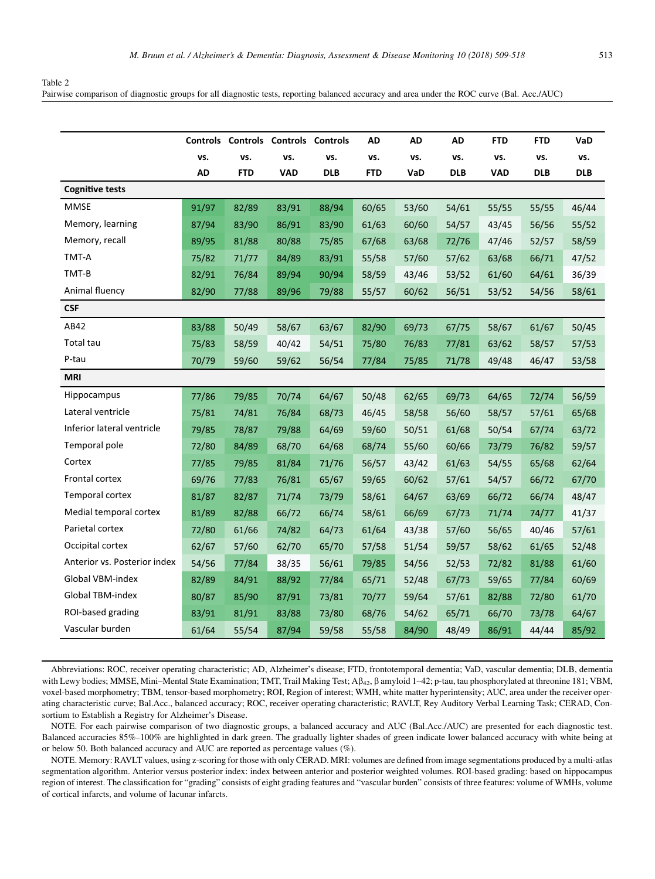Table 2

Pairwise comparison of diagnostic groups for all diagnostic tests, reporting balanced accuracy and area under the ROC curve (Bal. Acc./AUC)

| | Controls vs. AD | Controls vs. FTD | Controls vs. VAD | Controls vs. DLB | AD vs. FTD | AD vs. VaD | AD vs. DLB | FTD vs. VAD | FTD vs. DLB | VaD vs. DLB |
|---|---|---|---|---|---|---|---|---|---|---|
| **Cognitive tests** | | | | | | | | | | |
| MMSE | 91/97 | 82/89 | 83/91 | 88/94 | 60/65 | 53/60 | 54/61 | 55/55 | 55/55 | 46/44 |
| Memory, learning | 87/94 | 83/90 | 86/91 | 83/90 | 61/63 | 60/60 | 54/57 | 43/45 | 56/56 | 55/52 |
| Memory, recall | 89/95 | 81/88 | 80/88 | 75/85 | 67/68 | 63/68 | 72/76 | 47/46 | 52/57 | 58/59 |
| TMT-A | 75/82 | 71/77 | 84/89 | 83/91 | 55/58 | 57/60 | 57/62 | 63/68 | 66/71 | 47/52 |
| TMT-B | 82/91 | 76/84 | 89/94 | 90/94 | 58/59 | 43/46 | 53/52 | 61/60 | 64/61 | 36/39 |
| Animal fluency | 82/90 | 77/88 | 89/96 | 79/88 | 55/57 | 60/62 | 56/51 | 53/52 | 54/56 | 58/61 |
| **CSF** | | | | | | | | | | |
| AB42 | 83/88 | 50/49 | 58/67 | 63/67 | 82/90 | 69/73 | 67/75 | 58/67 | 61/67 | 50/45 |
| Total tau | 75/83 | 58/59 | 40/42 | 54/51 | 75/80 | 76/83 | 77/81 | 63/62 | 58/57 | 57/53 |
| P-tau | 70/79 | 59/60 | 59/62 | 56/54 | 77/84 | 75/85 | 71/78 | 49/48 | 46/47 | 53/58 |
| **MRI** | | | | | | | | | | |
| Hippocampus | 77/86 | 79/85 | 70/74 | 64/67 | 50/48 | 62/65 | 69/73 | 64/65 | 72/74 | 56/59 |
| Lateral ventricle | 75/81 | 74/81 | 76/84 | 68/73 | 46/45 | 58/58 | 56/60 | 58/57 | 57/61 | 65/68 |
| Inferior lateral ventricle | 79/85 | 78/87 | 79/88 | 64/69 | 59/60 | 50/51 | 61/68 | 50/54 | 67/74 | 63/72 |
| Temporal pole | 72/80 | 84/89 | 68/70 | 64/68 | 68/74 | 55/60 | 60/66 | 73/79 | 76/82 | 59/57 |
| Cortex | 77/85 | 79/85 | 81/84 | 71/76 | 56/57 | 43/42 | 61/63 | 54/55 | 65/68 | 62/64 |
| Frontal cortex | 69/76 | 77/83 | 76/81 | 65/67 | 59/65 | 60/62 | 57/61 | 54/57 | 66/72 | 67/70 |
| Temporal cortex | 81/87 | 82/87 | 71/74 | 73/79 | 58/61 | 64/67 | 63/69 | 66/72 | 66/74 | 48/47 |
| Medial temporal cortex | 81/89 | 82/88 | 66/72 | 66/74 | 58/61 | 66/69 | 67/73 | 71/74 | 74/77 | 41/37 |
| Parietal cortex | 72/80 | 61/66 | 74/82 | 64/73 | 61/64 | 43/38 | 57/60 | 56/65 | 40/46 | 57/61 |
| Occipital cortex | 62/67 | 57/60 | 62/70 | 65/70 | 57/58 | 51/54 | 59/57 | 58/62 | 61/65 | 52/48 |
| Anterior vs. Posterior index | 54/56 | 77/84 | 38/35 | 56/61 | 79/85 | 54/56 | 52/53 | 72/82 | 81/88 | 61/60 |
| Global VBM-index | 82/89 | 84/91 | 88/92 | 77/84 | 65/71 | 52/48 | 67/73 | 59/65 | 77/84 | 60/69 |
| Global TBM-index | 80/87 | 85/90 | 87/91 | 73/81 | 70/77 | 59/64 | 57/61 | 82/88 | 72/80 | 61/70 |
| ROI-based grading | 83/91 | 81/91 | 83/88 | 73/80 | 68/76 | 54/62 | 65/71 | 66/70 | 73/78 | 64/67 |
| Vascular burden | 61/64 | 55/54 | 87/94 | 59/58 | 55/58 | 84/90 | 48/49 | 86/91 | 44/44 | 85/92 |

Abbreviations: ROC, receiver operating characteristic; AD, Alzheimer's disease; FTD, frontotemporal dementia; VaD, vascular dementia; DLB, dementia with Lewy bodies; MMSE, Mini–Mental State Examination; TMT, Trail Making Test; A$\beta_{42}$, $\beta$ amyloid 1–42; p-tau, tau phosphorylated at threonine 181; VBM, voxel-based morphometry; TBM, tensor-based morphometry; ROI, Region of interest; WMH, white matter hyperintensity; AUC, area under the receiver operating characteristic curve; Bal.Acc., balanced accuracy; ROC, receiver operating characteristic; RAVLT, Rey Auditory Verbal Learning Task; CERAD, Consortium to Establish a Registry for Alzheimer's Disease.

NOTE. For each pairwise comparison of two diagnostic groups, a balanced accuracy and AUC (Bal.Acc./AUC) are presented for each diagnostic test. Balanced accuracies 85%–100% are highlighted in dark green. The gradually lighter shades of green indicate lower balanced accuracy with white being at or below 50. Both balanced accuracy and AUC are reported as percentage values (%).

NOTE. Memory: RAVLT values, using z-scoring for those with only CERAD. MRI: volumes are defined from image segmentations produced by a multi-atlas segmentation algorithm. Anterior versus posterior index: index between anterior and posterior weighted volumes. ROI-based grading: based on hippocampus region of interest. The classification for "grading" consists of eight grading features and "vascular burden" consists of three features: volume of WMHs, volume of cortical infarcts, and volume of lacunar infarcts.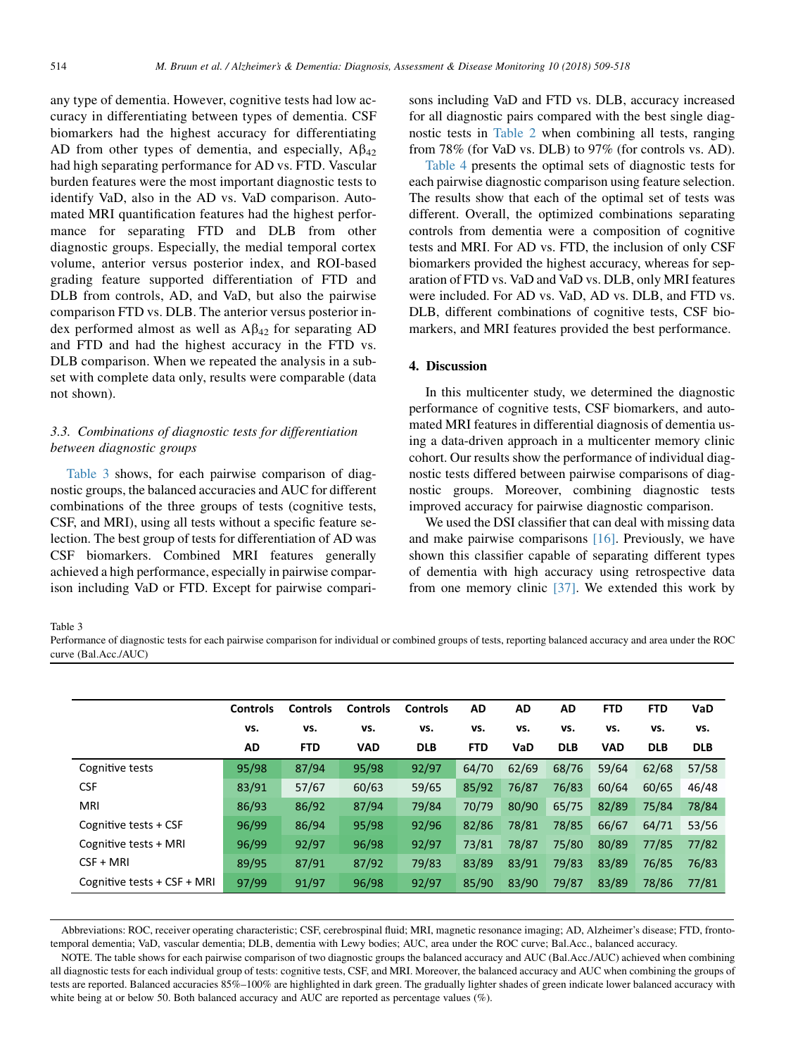any type of dementia. However, cognitive tests had low accuracy in differentiating between types of dementia. CSF biomarkers had the highest accuracy for differentiating AD from other types of dementia, and especially, $A\beta_{42}$ had high separating performance for AD vs. FTD. Vascular burden features were the most important diagnostic tests to identify VaD, also in the AD vs. VaD comparison. Automated MRI quantification features had the highest performance for separating FTD and DLB from other diagnostic groups. Especially, the medial temporal cortex volume, anterior versus posterior index, and ROI-based grading feature supported differentiation of FTD and DLB from controls, AD, and VaD, but also the pairwise comparison FTD vs. DLB. The anterior versus posterior index performed almost as well as $A\beta_{42}$ for separating AD and FTD and had the highest accuracy in the FTD vs. DLB comparison. When we repeated the analysis in a subset with complete data only, results were comparable (data not shown).

### 3.3. Combinations of diagnostic tests for differentiation between diagnostic groups

Table 3 shows, for each pairwise comparison of diagnostic groups, the balanced accuracies and AUC for different combinations of the three groups of tests (cognitive tests, CSF, and MRI), using all tests without a specific feature selection. The best group of tests for differentiation of AD was CSF biomarkers. Combined MRI features generally achieved a high performance, especially in pairwise comparison including VaD or FTD. Except for pairwise comparisons including VaD and FTD vs. DLB, accuracy increased for all diagnostic pairs compared with the best single diagnostic tests in Table 2 when combining all tests, ranging from 78% (for VaD vs. DLB) to 97% (for controls vs. AD).

Table 4 presents the optimal sets of diagnostic tests for each pairwise diagnostic comparison using feature selection. The results show that each of the optimal set of tests was different. Overall, the optimized combinations separating controls from dementia were a composition of cognitive tests and MRI. For AD vs. FTD, the inclusion of only CSF biomarkers provided the highest accuracy, whereas for separation of FTD vs. VaD and VaD vs. DLB, only MRI features were included. For AD vs. VaD, AD vs. DLB, and FTD vs. DLB, different combinations of cognitive tests, CSF biomarkers, and MRI features provided the best performance.

## 4. Discussion

In this multicenter study, we determined the diagnostic performance of cognitive tests, CSF biomarkers, and automated MRI features in differential diagnosis of dementia using a data-driven approach in a multicenter memory clinic cohort. Our results show the performance of individual diagnostic tests differed between pairwise comparisons of diagnostic groups. Moreover, combining diagnostic tests improved accuracy for pairwise diagnostic comparison.

We used the DSI classifier that can deal with missing data and make pairwise comparisons [16]. Previously, we have shown this classifier capable of separating different types of dementia with high accuracy using retrospective data from one memory clinic [37]. We extended this work by

Table 3
Performance of diagnostic tests for each pairwise comparison for individual or combined groups of tests, reporting balanced accuracy and area under the ROC curve (Bal.Acc./AUC)

| | Controls vs. AD | Controls vs. FTD | Controls vs. VAD | Controls vs. DLB | AD vs. FTD | AD vs. VaD | AD vs. DLB | FTD vs. VAD | FTD vs. DLB | VaD vs. DLB |
|---|---|---|---|---|---|---|---|---|---|---|
| Cognitive tests | 95/98 | 87/94 | 95/98 | 92/97 | 64/70 | 62/69 | 68/76 | 59/64 | 62/68 | 57/58 |
| CSF | 83/91 | 57/67 | 60/63 | 59/65 | 85/92 | 76/87 | 76/83 | 60/64 | 60/65 | 46/48 |
| MRI | 86/93 | 86/92 | 87/94 | 79/84 | 70/79 | 80/90 | 65/75 | 82/89 | 75/84 | 78/84 |
| Cognitive tests + CSF | 96/99 | 86/94 | 95/98 | 92/96 | 82/86 | 78/81 | 78/85 | 66/67 | 64/71 | 53/56 |
| Cognitive tests + MRI | 96/99 | 92/97 | 96/98 | 92/97 | 73/81 | 78/87 | 75/80 | 80/89 | 77/85 | 77/82 |
| CSF + MRI | 89/95 | 87/91 | 87/92 | 79/83 | 83/89 | 83/91 | 79/83 | 83/89 | 76/85 | 76/83 |
| Cognitive tests + CSF + MRI | 97/99 | 91/97 | 96/98 | 92/97 | 85/90 | 83/90 | 79/87 | 83/89 | 78/86 | 77/81 |

Abbreviations: ROC, receiver operating characteristic; CSF, cerebrospinal fluid; MRI, magnetic resonance imaging; AD, Alzheimer's disease; FTD, frontotemporal dementia; VaD, vascular dementia; DLB, dementia with Lewy bodies; AUC, area under the ROC curve; Bal.Acc., balanced accuracy.

NOTE. The table shows for each pairwise comparison of two diagnostic groups the balanced accuracy and AUC (Bal.Acc./AUC) achieved when combining all diagnostic tests for each individual group of tests: cognitive tests, CSF, and MRI. Moreover, the balanced accuracy and AUC when combining the groups of tests are reported. Balanced accuracies 85%–100% are highlighted in dark green. The gradually lighter shades of green indicate lower balanced accuracy with white being at or below 50. Both balanced accuracy and AUC are reported as percentage values (%).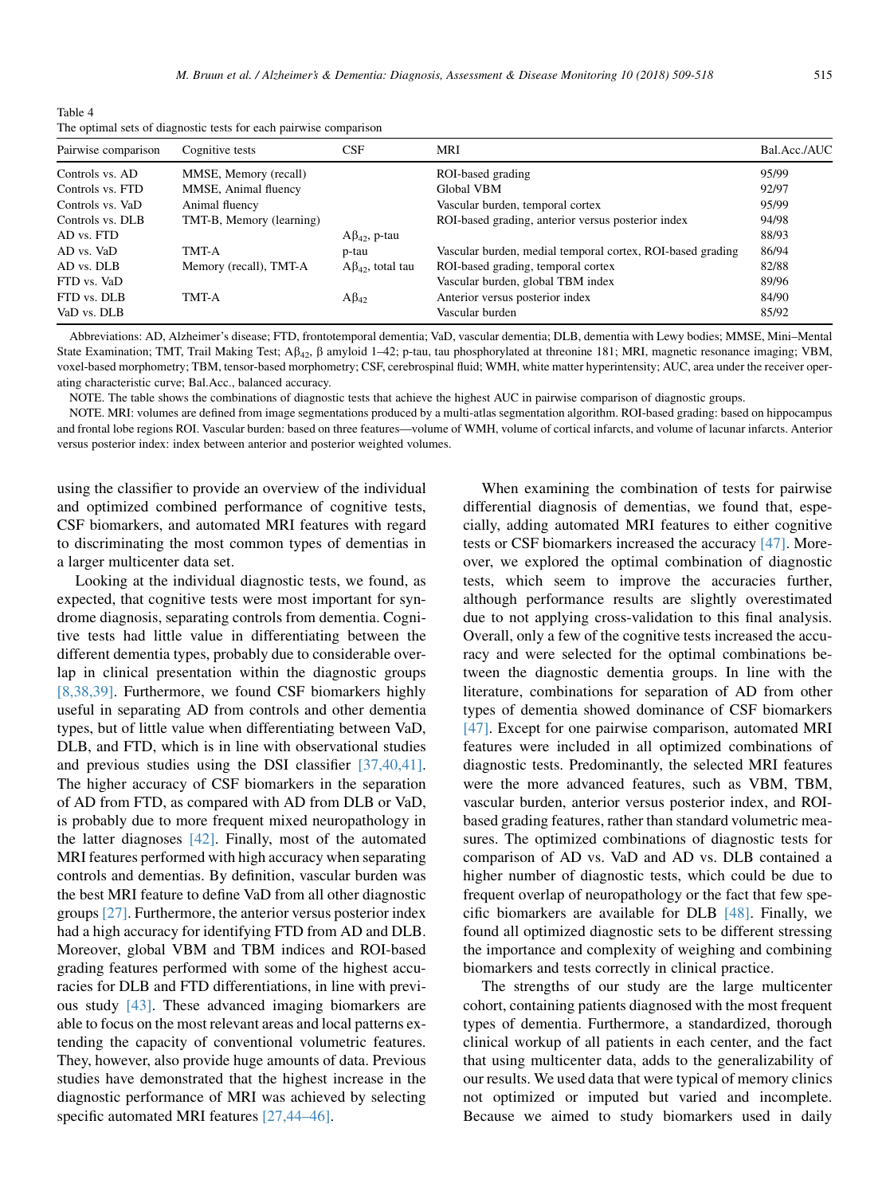Table 4
The optimal sets of diagnostic tests for each pairwise comparison

| Pairwise comparison | Cognitive tests | CSF | MRI | Bal.Acc./AUC |
|---|---|---|---|---|
| Controls vs. AD | MMSE, Memory (recall) | | ROI-based grading | 95/99 |
| Controls vs. FTD | MMSE, Animal fluency | | Global VBM | 92/97 |
| Controls vs. VaD | Animal fluency | | Vascular burden, temporal cortex | 95/99 |
| Controls vs. DLB | TMT-B, Memory (learning) | | ROI-based grading, anterior versus posterior index | 94/98 |
| AD vs. FTD | | $A\beta_{42}$, p-tau | | 88/93 |
| AD vs. VaD | TMT-A | p-tau | Vascular burden, medial temporal cortex, ROI-based grading | 86/94 |
| AD vs. DLB | Memory (recall), TMT-A | $A\beta_{42}$, total tau | ROI-based grading, temporal cortex | 82/88 |
| FTD vs. VaD | | | Vascular burden, global TBM index | 89/96 |
| FTD vs. DLB | TMT-A | $A\beta_{42}$ | Anterior versus posterior index | 84/90 |
| VaD vs. DLB | | | Vascular burden | 85/92 |

Abbreviations: AD, Alzheimer's disease; FTD, frontotemporal dementia; VaD, vascular dementia; DLB, dementia with Lewy bodies; MMSE, Mini–Mental State Examination; TMT, Trail Making Test; $A\beta_{42}$, β amyloid 1–42; p-tau, tau phosphorylated at threonine 181; MRI, magnetic resonance imaging; VBM, voxel-based morphometry; TBM, tensor-based morphometry; CSF, cerebrospinal fluid; WMH, white matter hyperintensity; AUC, area under the receiver operating characteristic curve; Bal.Acc., balanced accuracy.

NOTE. The table shows the combinations of diagnostic tests that achieve the highest AUC in pairwise comparison of diagnostic groups.

NOTE. MRI: volumes are defined from image segmentations produced by a multi-atlas segmentation algorithm. ROI-based grading: based on hippocampus and frontal lobe regions ROI. Vascular burden: based on three features—volume of WMH, volume of cortical infarcts, and volume of lacunar infarcts. Anterior versus posterior index: index between anterior and posterior weighted volumes.

using the classifier to provide an overview of the individual and optimized combined performance of cognitive tests, CSF biomarkers, and automated MRI features with regard to discriminating the most common types of dementias in a larger multicenter data set.

Looking at the individual diagnostic tests, we found, as expected, that cognitive tests were most important for syndrome diagnosis, separating controls from dementia. Cognitive tests had little value in differentiating between the different dementia types, probably due to considerable overlap in clinical presentation within the diagnostic groups [8,38,39]. Furthermore, we found CSF biomarkers highly useful in separating AD from controls and other dementia types, but of little value when differentiating between VaD, DLB, and FTD, which is in line with observational studies and previous studies using the DSI classifier [37,40,41]. The higher accuracy of CSF biomarkers in the separation of AD from FTD, as compared with AD from DLB or VaD, is probably due to more frequent mixed neuropathology in the latter diagnoses [42]. Finally, most of the automated MRI features performed with high accuracy when separating controls and dementias. By definition, vascular burden was the best MRI feature to define VaD from all other diagnostic groups [27]. Furthermore, the anterior versus posterior index had a high accuracy for identifying FTD from AD and DLB. Moreover, global VBM and TBM indices and ROI-based grading features performed with some of the highest accuracies for DLB and FTD differentiations, in line with previous study [43]. These advanced imaging biomarkers are able to focus on the most relevant areas and local patterns extending the capacity of conventional volumetric features. They, however, also provide huge amounts of data. Previous studies have demonstrated that the highest increase in the diagnostic performance of MRI was achieved by selecting specific automated MRI features [27,44–46].

When examining the combination of tests for pairwise differential diagnosis of dementias, we found that, especially, adding automated MRI features to either cognitive tests or CSF biomarkers increased the accuracy [47]. Moreover, we explored the optimal combination of diagnostic tests, which seem to improve the accuracies further, although performance results are slightly overestimated due to not applying cross-validation to this final analysis. Overall, only a few of the cognitive tests increased the accuracy and were selected for the optimal combinations between the diagnostic dementia groups. In line with the literature, combinations for separation of AD from other types of dementia showed dominance of CSF biomarkers [47]. Except for one pairwise comparison, automated MRI features were included in all optimized combinations of diagnostic tests. Predominantly, the selected MRI features were the more advanced features, such as VBM, TBM, vascular burden, anterior versus posterior index, and ROI-based grading features, rather than standard volumetric measures. The optimized combinations of diagnostic tests for comparison of AD vs. VaD and AD vs. DLB contained a higher number of diagnostic tests, which could be due to frequent overlap of neuropathology or the fact that few specific biomarkers are available for DLB [48]. Finally, we found all optimized diagnostic sets to be different stressing the importance and complexity of weighing and combining biomarkers and tests correctly in clinical practice.

The strengths of our study are the large multicenter cohort, containing patients diagnosed with the most frequent types of dementia. Furthermore, a standardized, thorough clinical workup of all patients in each center, and the fact that using multicenter data, adds to the generalizability of our results. We used data that were typical of memory clinics not optimized or imputed but varied and incomplete. Because we aimed to study biomarkers used in daily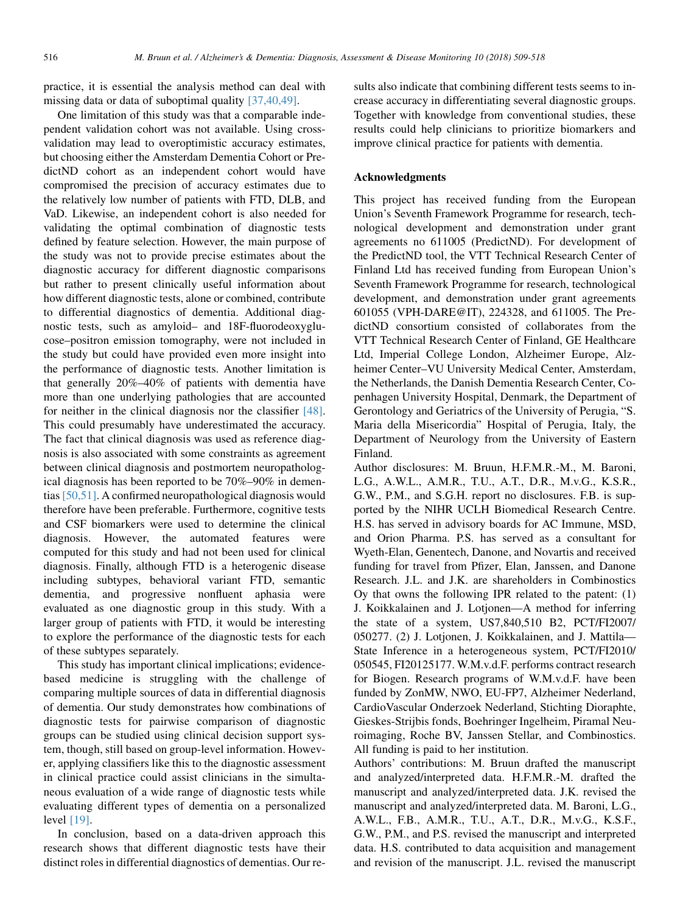practice, it is essential the analysis method can deal with missing data or data of suboptimal quality [37,40,49].

One limitation of this study was that a comparable independent validation cohort was not available. Using cross-validation may lead to overoptimistic accuracy estimates, but choosing either the Amsterdam Dementia Cohort or PredictND cohort as an independent cohort would have compromised the precision of accuracy estimates due to the relatively low number of patients with FTD, DLB, and VaD. Likewise, an independent cohort is also needed for validating the optimal combination of diagnostic tests defined by feature selection. However, the main purpose of the study was not to provide precise estimates about the diagnostic accuracy for different diagnostic comparisons but rather to present clinically useful information about how different diagnostic tests, alone or combined, contribute to differential diagnostics of dementia. Additional diagnostic tests, such as amyloid– and 18F-fluorodeoxyglucose–positron emission tomography, were not included in the study but could have provided even more insight into the performance of diagnostic tests. Another limitation is that generally 20%–40% of patients with dementia have more than one underlying pathologies that are accounted for neither in the clinical diagnosis nor the classifier [48]. This could presumably have underestimated the accuracy. The fact that clinical diagnosis was used as reference diagnosis is also associated with some constraints as agreement between clinical diagnosis and postmortem neuropathological diagnosis has been reported to be 70%–90% in dementias [50,51]. A confirmed neuropathological diagnosis would therefore have been preferable. Furthermore, cognitive tests and CSF biomarkers were used to determine the clinical diagnosis. However, the automated features were computed for this study and had not been used for clinical diagnosis. Finally, although FTD is a heterogenic disease including subtypes, behavioral variant FTD, semantic dementia, and progressive nonfluent aphasia were evaluated as one diagnostic group in this study. With a larger group of patients with FTD, it would be interesting to explore the performance of the diagnostic tests for each of these subtypes separately.

This study has important clinical implications; evidence-based medicine is struggling with the challenge of comparing multiple sources of data in differential diagnosis of dementia. Our study demonstrates how combinations of diagnostic tests for pairwise comparison of diagnostic groups can be studied using clinical decision support system, though, still based on group-level information. However, applying classifiers like this to the diagnostic assessment in clinical practice could assist clinicians in the simultaneous evaluation of a wide range of diagnostic tests while evaluating different types of dementia on a personalized level [19].

In conclusion, based on a data-driven approach this research shows that different diagnostic tests have their distinct roles in differential diagnostics of dementias. Our results also indicate that combining different tests seems to increase accuracy in differentiating several diagnostic groups. Together with knowledge from conventional studies, these results could help clinicians to prioritize biomarkers and improve clinical practice for patients with dementia.

## Acknowledgments

This project has received funding from the European Union's Seventh Framework Programme for research, technological development and demonstration under grant agreements no 611005 (PredictND). For development of the PredictND tool, the VTT Technical Research Center of Finland Ltd has received funding from European Union's Seventh Framework Programme for research, technological development, and demonstration under grant agreements 601055 (VPH-DARE@IT), 224328, and 611005. The PredictND consortium consisted of collaborates from the VTT Technical Research Center of Finland, GE Healthcare Ltd, Imperial College London, Alzheimer Europe, Alzheimer Center–VU University Medical Center, Amsterdam, the Netherlands, the Danish Dementia Research Center, Copenhagen University Hospital, Denmark, the Department of Gerontology and Geriatrics of the University of Perugia, "S. Maria della Misericordia" Hospital of Perugia, Italy, the Department of Neurology from the University of Eastern Finland.

Author disclosures: M. Bruun, H.F.M.R.-M., M. Baroni, L.G., A.W.L., A.M.R., T.U., A.T., D.R., M.v.G., K.S.R., G.W., P.M., and S.G.H. report no disclosures. F.B. is supported by the NIHR UCLH Biomedical Research Centre. H.S. has served in advisory boards for AC Immune, MSD, and Orion Pharma. P.S. has served as a consultant for Wyeth-Elan, Genentech, Danone, and Novartis and received funding for travel from Pfizer, Elan, Janssen, and Danone Research. J.L. and J.K. are shareholders in Combinostics Oy that owns the following IPR related to the patent: (1) J. Koikkalainen and J. Lotjonen—A method for inferring the state of a system, US7,840,510 B2, PCT/FI2007/050277. (2) J. Lotjonen, J. Koikkalainen, and J. Mattila—State Inference in a heterogeneous system, PCT/FI2010/050545, FI20125177. W.M.v.d.F. performs contract research for Biogen. Research programs of W.M.v.d.F. have been funded by ZonMW, NWO, EU-FP7, Alzheimer Nederland, CardioVascular Onderzoek Nederland, Stichting Dioraphte, Gieskes-Strijbis fonds, Boehringer Ingelheim, Piramal Neuroimaging, Roche BV, Janssen Stellar, and Combinostics. All funding is paid to her institution.

Authors' contributions: M. Bruun drafted the manuscript and analyzed/interpreted data. H.F.M.R.-M. drafted the manuscript and analyzed/interpreted data. J.K. revised the manuscript and analyzed/interpreted data. M. Baroni, L.G., A.W.L., F.B., A.M.R., T.U., A.T., D.R., M.v.G., K.S.F., G.W., P.M., and P.S. revised the manuscript and interpreted data. H.S. contributed to data acquisition and management and revision of the manuscript. J.L. revised the manuscript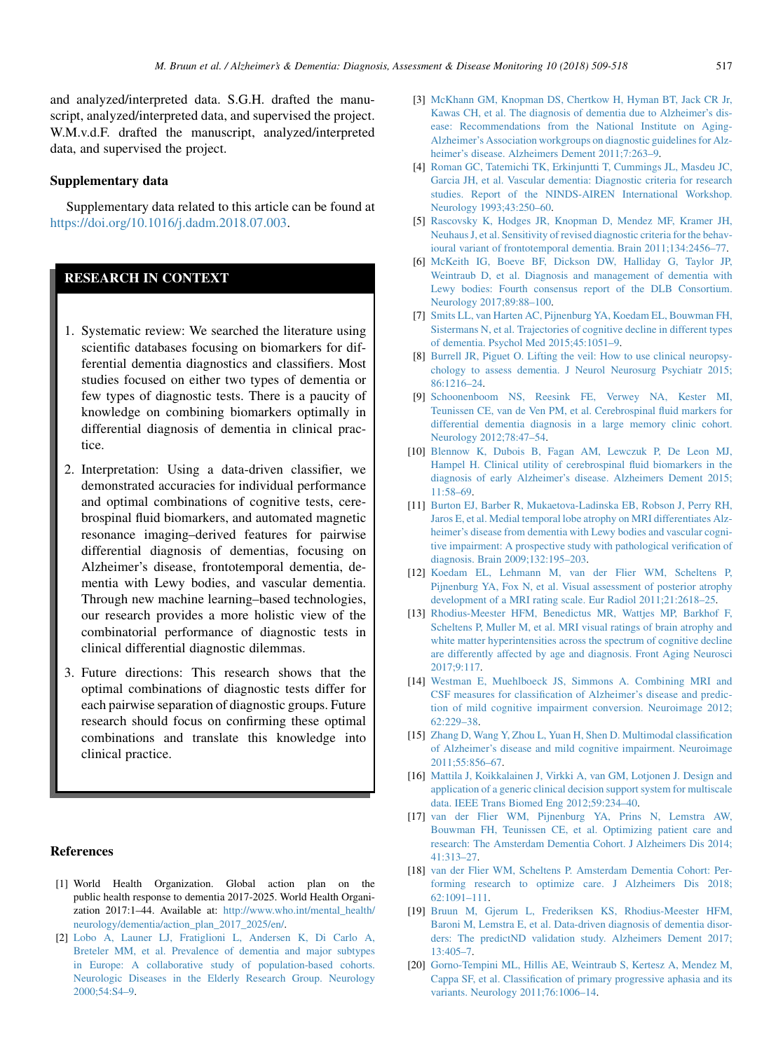and analyzed/interpreted data. S.G.H. drafted the manuscript, analyzed/interpreted data, and supervised the project. W.M.v.d.F. drafted the manuscript, analyzed/interpreted data, and supervised the project.

## Supplementary data

Supplementary data related to this article can be found at https://doi.org/10.1016/j.dadm.2018.07.003.

> **RESEARCH IN CONTEXT**
>
> 1. Systematic review: We searched the literature using scientific databases focusing on biomarkers for differential dementia diagnostics and classifiers. Most studies focused on either two types of dementia or few types of diagnostic tests. There is a paucity of knowledge on combining biomarkers optimally in differential diagnosis of dementia in clinical practice.
> 2. Interpretation: Using a data-driven classifier, we demonstrated accuracies for individual performance and optimal combinations of cognitive tests, cerebrospinal fluid biomarkers, and automated magnetic resonance imaging–derived features for pairwise differential diagnosis of dementias, focusing on Alzheimer's disease, frontotemporal dementia, dementia with Lewy bodies, and vascular dementia. Through new machine learning–based technologies, our research provides a more holistic view of the combinatorial performance of diagnostic tests in clinical differential diagnostic dilemmas.
> 3. Future directions: This research shows that the optimal combinations of diagnostic tests differ for each pairwise separation of diagnostic groups. Future research should focus on confirming these optimal combinations and translate this knowledge into clinical practice.

## References

[1] World Health Organization. Global action plan on the public health response to dementia 2017-2025. World Health Organization 2017:1–44. Available at: http://www.who.int/mental_health/neurology/dementia/action_plan_2017_2025/en/.

[2] Lobo A, Launer LJ, Fratiglioni L, Andersen K, Di Carlo A, Breteler MM, et al. Prevalence of dementia and major subtypes in Europe: A collaborative study of population-based cohorts. Neurologic Diseases in the Elderly Research Group. Neurology 2000;54:S4–9.

[3] McKhann GM, Knopman DS, Chertkow H, Hyman BT, Jack CR Jr, Kawas CH, et al. The diagnosis of dementia due to Alzheimer's disease: Recommendations from the National Institute on Aging-Alzheimer's Association workgroups on diagnostic guidelines for Alzheimer's disease. Alzheimers Dement 2011;7:263–9.

[4] Roman GC, Tatemichi TK, Erkinjuntti T, Cummings JL, Masdeu JC, Garcia JH, et al. Vascular dementia: Diagnostic criteria for research studies. Report of the NINDS-AIREN International Workshop. Neurology 1993;43:250–60.

[5] Rascovsky K, Hodges JR, Knopman D, Mendez MF, Kramer JH, Neuhaus J, et al. Sensitivity of revised diagnostic criteria for the behavioural variant of frontotemporal dementia. Brain 2011;134:2456–77.

[6] McKeith IG, Boeve BF, Dickson DW, Halliday G, Taylor JP, Weintraub D, et al. Diagnosis and management of dementia with Lewy bodies: Fourth consensus report of the DLB Consortium. Neurology 2017;89:88–100.

[7] Smits LL, van Harten AC, Pijnenburg YA, Koedam EL, Bouwman FH, Sistermans N, et al. Trajectories of cognitive decline in different types of dementia. Psychol Med 2015;45:1051–9.

[8] Burrell JR, Piguet O. Lifting the veil: How to use clinical neuropsychology to assess dementia. J Neurol Neurosurg Psychiatr 2015;86:1216–24.

[9] Schoonenboom NS, Reesink FE, Verwey NA, Kester MI, Teunissen CE, van de Ven PM, et al. Cerebrospinal fluid markers for differential dementia diagnosis in a large memory clinic cohort. Neurology 2012;78:47–54.

[10] Blennow K, Dubois B, Fagan AM, Lewczuk P, De Leon MJ, Hampel H. Clinical utility of cerebrospinal fluid biomarkers in the diagnosis of early Alzheimer's disease. Alzheimers Dement 2015;11:58–69.

[11] Burton EJ, Barber R, Mukaetova-Ladinska EB, Robson J, Perry RH, Jaros E, et al. Medial temporal lobe atrophy on MRI differentiates Alzheimer's disease from dementia with Lewy bodies and vascular cognitive impairment: A prospective study with pathological verification of diagnosis. Brain 2009;132:195–203.

[12] Koedam EL, Lehmann M, van der Flier WM, Scheltens P, Pijnenburg YA, Fox N, et al. Visual assessment of posterior atrophy development of a MRI rating scale. Eur Radiol 2011;21:2618–25.

[13] Rhodius-Meester HFM, Benedictus MR, Wattjes MP, Barkhof F, Scheltens P, Muller M, et al. MRI visual ratings of brain atrophy and white matter hyperintensities across the spectrum of cognitive decline are differently affected by age and diagnosis. Front Aging Neurosci 2017;9:117.

[14] Westman E, Muehlboeck JS, Simmons A. Combining MRI and CSF measures for classification of Alzheimer's disease and prediction of mild cognitive impairment conversion. Neuroimage 2012;62:229–38.

[15] Zhang D, Wang Y, Zhou L, Yuan H, Shen D. Multimodal classification of Alzheimer's disease and mild cognitive impairment. Neuroimage 2011;55:856–67.

[16] Mattila J, Koikkalainen J, Virkki A, van GM, Lotjonen J. Design and application of a generic clinical decision support system for multiscale data. IEEE Trans Biomed Eng 2012;59:234–40.

[17] van der Flier WM, Pijnenburg YA, Prins N, Lemstra AW, Bouwman FH, Teunissen CE, et al. Optimizing patient care and research: The Amsterdam Dementia Cohort. J Alzheimers Dis 2014;41:313–27.

[18] van der Flier WM, Scheltens P. Amsterdam Dementia Cohort: Performing research to optimize care. J Alzheimers Dis 2018;62:1091–111.

[19] Bruun M, Gjerum L, Frederiksen KS, Rhodius-Meester HFM, Baroni M, Lemstra E, et al. Data-driven diagnosis of dementia disorders: The predictND validation study. Alzheimers Dement 2017;13:405–7.

[20] Gorno-Tempini ML, Hillis AE, Weintraub S, Kertesz A, Mendez M, Cappa SF, et al. Classification of primary progressive aphasia and its variants. Neurology 2011;76:1006–14.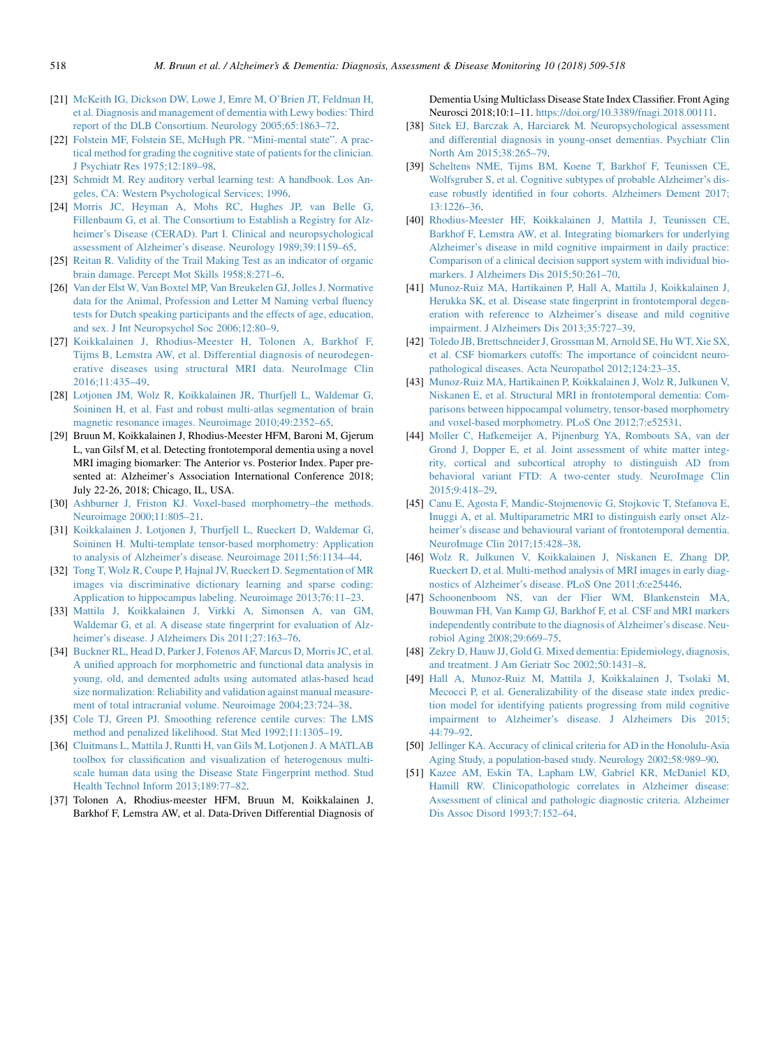[21] McKeith IG, Dickson DW, Lowe J, Emre M, O'Brien JT, Feldman H, et al. Diagnosis and management of dementia with Lewy bodies: Third report of the DLB Consortium. Neurology 2005;65:1863–72.

[22] Folstein MF, Folstein SE, McHugh PR. "Mini-mental state". A practical method for grading the cognitive state of patients for the clinician. J Psychiatr Res 1975;12:189–98.

[23] Schmidt M. Rey auditory verbal learning test: A handbook. Los Angeles, CA: Western Psychological Services; 1996.

[24] Morris JC, Heyman A, Mohs RC, Hughes JP, van Belle G, Fillenbaum G, et al. The Consortium to Establish a Registry for Alzheimer's Disease (CERAD). Part I. Clinical and neuropsychological assessment of Alzheimer's disease. Neurology 1989;39:1159–65.

[25] Reitan R. Validity of the Trail Making Test as an indicator of organic brain damage. Percept Mot Skills 1958;8:271–6.

[26] Van der Elst W, Van Boxtel MP, Van Breukelen GJ, Jolles J. Normative data for the Animal, Profession and Letter M Naming verbal fluency tests for Dutch speaking participants and the effects of age, education, and sex. J Int Neuropsychol Soc 2006;12:80–9.

[27] Koikkalainen J, Rhodius-Meester H, Tolonen A, Barkhof F, Tijms B, Lemstra AW, et al. Differential diagnosis of neurodegenerative diseases using structural MRI data. NeuroImage Clin 2016;11:435–49.

[28] Lotjonen JM, Wolz R, Koikkalainen JR, Thurfjell L, Waldemar G, Soininen H, et al. Fast and robust multi-atlas segmentation of brain magnetic resonance images. Neuroimage 2010;49:2352–65.

[29] Bruun M, Koikkalainen J, Rhodius-Meester HFM, Baroni M, Gjerum L, van Gilsf M, et al. Detecting frontotemporal dementia using a novel MRI imaging biomarker: The Anterior vs. Posterior Index. Paper presented at: Alzheimer's Association International Conference 2018; July 22-26, 2018; Chicago, IL, USA.

[30] Ashburner J, Friston KJ. Voxel-based morphometry–the methods. Neuroimage 2000;11:805–21.

[31] Koikkalainen J, Lotjonen J, Thurfjell L, Rueckert D, Waldemar G, Soininen H. Multi-template tensor-based morphometry: Application to analysis of Alzheimer's disease. Neuroimage 2011;56:1134–44.

[32] Tong T, Wolz R, Coupe P, Hajnal JV, Rueckert D. Segmentation of MR images via discriminative dictionary learning and sparse coding: Application to hippocampus labeling. Neuroimage 2013;76:11–23.

[33] Mattila J, Koikkalainen J, Virkki A, Simonsen A, van GM, Waldemar G, et al. A disease state fingerprint for evaluation of Alzheimer's disease. J Alzheimers Dis 2011;27:163–76.

[34] Buckner RL, Head D, Parker J, Fotenos AF, Marcus D, Morris JC, et al. A unified approach for morphometric and functional data analysis in young, old, and demented adults using automated atlas-based head size normalization: Reliability and validation against manual measurement of total intracranial volume. Neuroimage 2004;23:724–38.

[35] Cole TJ, Green PJ. Smoothing reference centile curves: The LMS method and penalized likelihood. Stat Med 1992;11:1305–19.

[36] Cluitmans L, Mattila J, Runtti H, van Gils M, Lotjonen J. A MATLAB toolbox for classification and visualization of heterogenous multi-scale human data using the Disease State Fingerprint method. Stud Health Technol Inform 2013;189:77–82.

[37] Tolonen A, Rhodius-meester HFM, Bruun M, Koikkalainen J, Barkhof F, Lemstra AW, et al. Data-Driven Differential Diagnosis of Dementia Using Multiclass Disease State Index Classifier. Front Aging Neurosci 2018;10:1–11. https://doi.org/10.3389/fnagi.2018.00111.

[38] Sitek EJ, Barczak A, Harciarek M. Neuropsychological assessment and differential diagnosis in young-onset dementias. Psychiatr Clin North Am 2015;38:265–79.

[39] Scheltens NME, Tijms BM, Koene T, Barkhof F, Teunissen CE, Wolfsgruber S, et al. Cognitive subtypes of probable Alzheimer's disease robustly identified in four cohorts. Alzheimers Dement 2017;13:1226–36.

[40] Rhodius-Meester HF, Koikkalainen J, Mattila J, Teunissen CE, Barkhof F, Lemstra AW, et al. Integrating biomarkers for underlying Alzheimer's disease in mild cognitive impairment in daily practice: Comparison of a clinical decision support system with individual biomarkers. J Alzheimers Dis 2015;50:261–70.

[41] Munoz-Ruiz MA, Hartikainen P, Hall A, Mattila J, Koikkalainen J, Herukka SK, et al. Disease state fingerprint in frontotemporal degeneration with reference to Alzheimer's disease and mild cognitive impairment. J Alzheimers Dis 2013;35:727–39.

[42] Toledo JB, Brettschneider J, Grossman M, Arnold SE, Hu WT, Xie SX, et al. CSF biomarkers cutoffs: The importance of coincident neuropathological diseases. Acta Neuropathol 2012;124:23–35.

[43] Munoz-Ruiz MA, Hartikainen P, Koikkalainen J, Wolz R, Julkunen V, Niskanen E, et al. Structural MRI in frontotemporal dementia: Comparisons between hippocampal volumetry, tensor-based morphometry and voxel-based morphometry. PLoS One 2012;7:e52531.

[44] Moller C, Hafkemeijer A, Pijnenburg YA, Rombouts SA, van der Grond J, Dopper E, et al. Joint assessment of white matter integrity, cortical and subcortical atrophy to distinguish AD from behavioral variant FTD: A two-center study. NeuroImage Clin 2015;9:418–29.

[45] Canu E, Agosta F, Mandic-Stojmenovic G, Stojkovic T, Stefanova E, Inuggi A, et al. Multiparametric MRI to distinguish early onset Alzheimer's disease and behavioural variant of frontotemporal dementia. NeuroImage Clin 2017;15:428–38.

[46] Wolz R, Julkunen V, Koikkalainen J, Niskanen E, Zhang DP, Rueckert D, et al. Multi-method analysis of MRI images in early diagnostics of Alzheimer's disease. PLoS One 2011;6:e25446.

[47] Schoonenboom NS, van der Flier WM, Blankenstein MA, Bouwman FH, Van Kamp GJ, Barkhof F, et al. CSF and MRI markers independently contribute to the diagnosis of Alzheimer's disease. Neurobiol Aging 2008;29:669–75.

[48] Zekry D, Hauw JJ, Gold G. Mixed dementia: Epidemiology, diagnosis, and treatment. J Am Geriatr Soc 2002;50:1431–8.

[49] Hall A, Munoz-Ruiz M, Mattila J, Koikkalainen J, Tsolaki M, Mecocci P, et al. Generalizability of the disease state index prediction model for identifying patients progressing from mild cognitive impairment to Alzheimer's disease. J Alzheimers Dis 2015;44:79–92.

[50] Jellinger KA. Accuracy of clinical criteria for AD in the Honolulu-Asia Aging Study, a population-based study. Neurology 2002;58:989–90.

[51] Kazee AM, Eskin TA, Lapham LW, Gabriel KR, McDaniel KD, Hamill RW. Clinicopathologic correlates in Alzheimer disease: Assessment of clinical and pathologic diagnostic criteria. Alzheimer Dis Assoc Disord 1993;7:152–64.